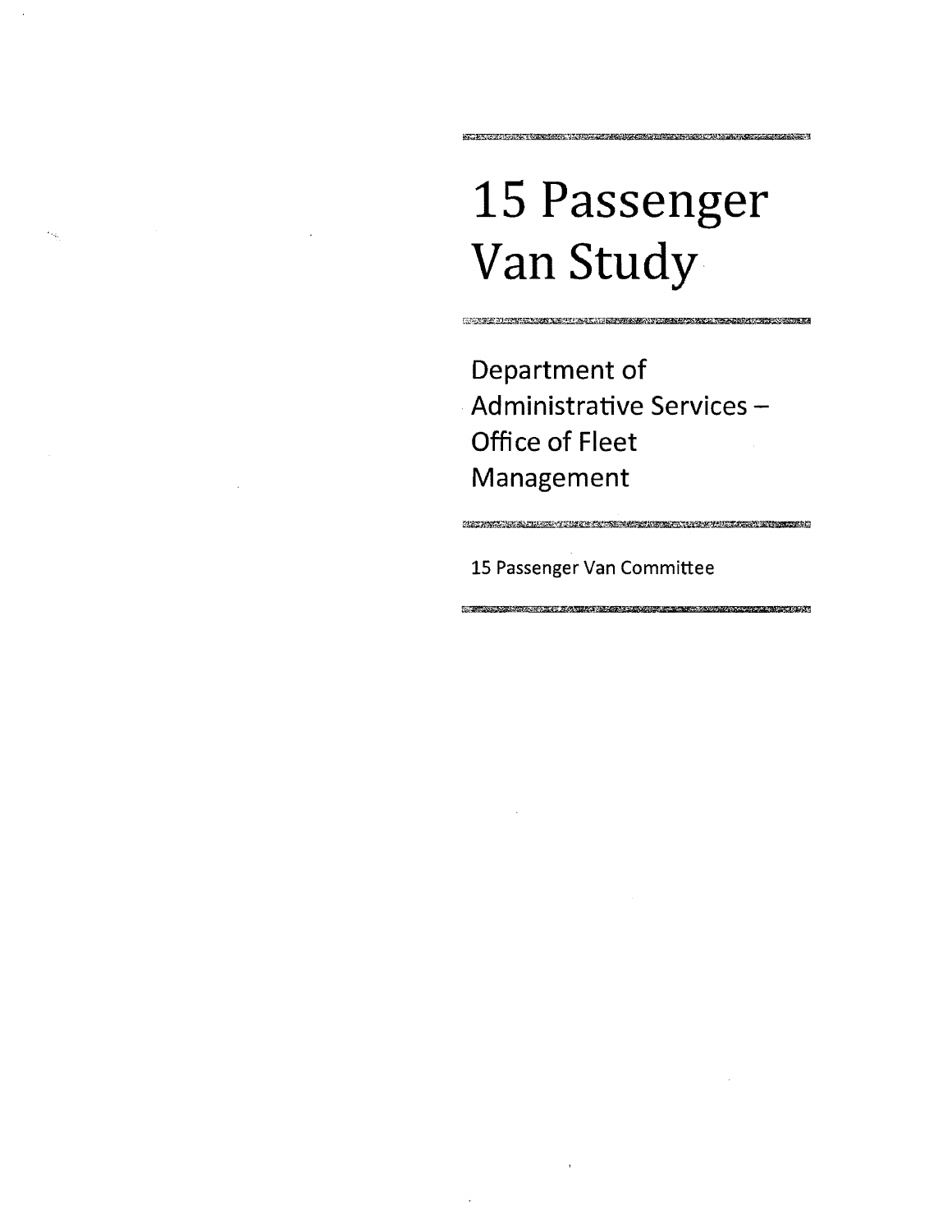# 15 Passenger Van Study

Department of Administrative Services – Office of Fleet Management

15 Passenger Van Committee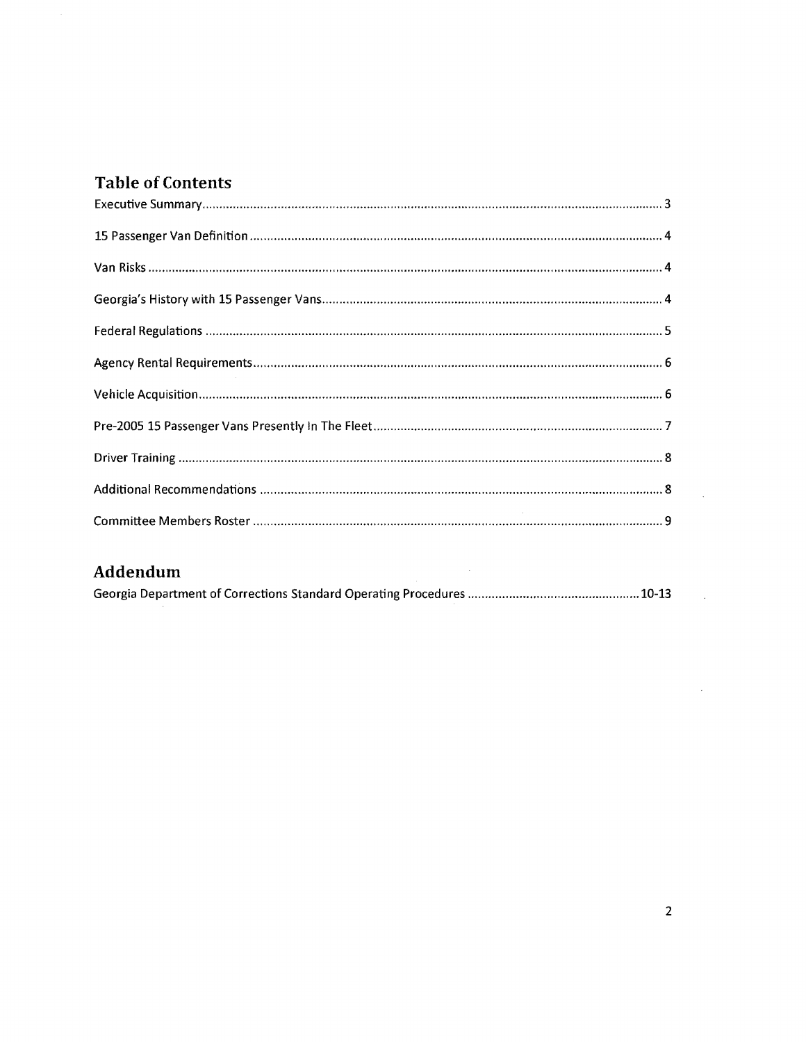## Table of Contents

Executive Summary .................................................. 3

15 Passenger Van Definition .................................................. 4

Van Risks .................................................. 4

Georgia's History with 15 Passenger Vans .................................................. 4

Federal Regulations .................................................. 5

Agency Rental Requirements .................................................. 6

Vehicle Acquisition .................................................. 6

Pre-2005 15 Passenger Vans Presently In The Fleet .................................................. 7

Driver Training .................................................. 8

Additional Recommendations .................................................. 8

Committee Members Roster .................................................. 9

## Addendum

Georgia Department of Corrections Standard Operating Procedures .................................................. 10-13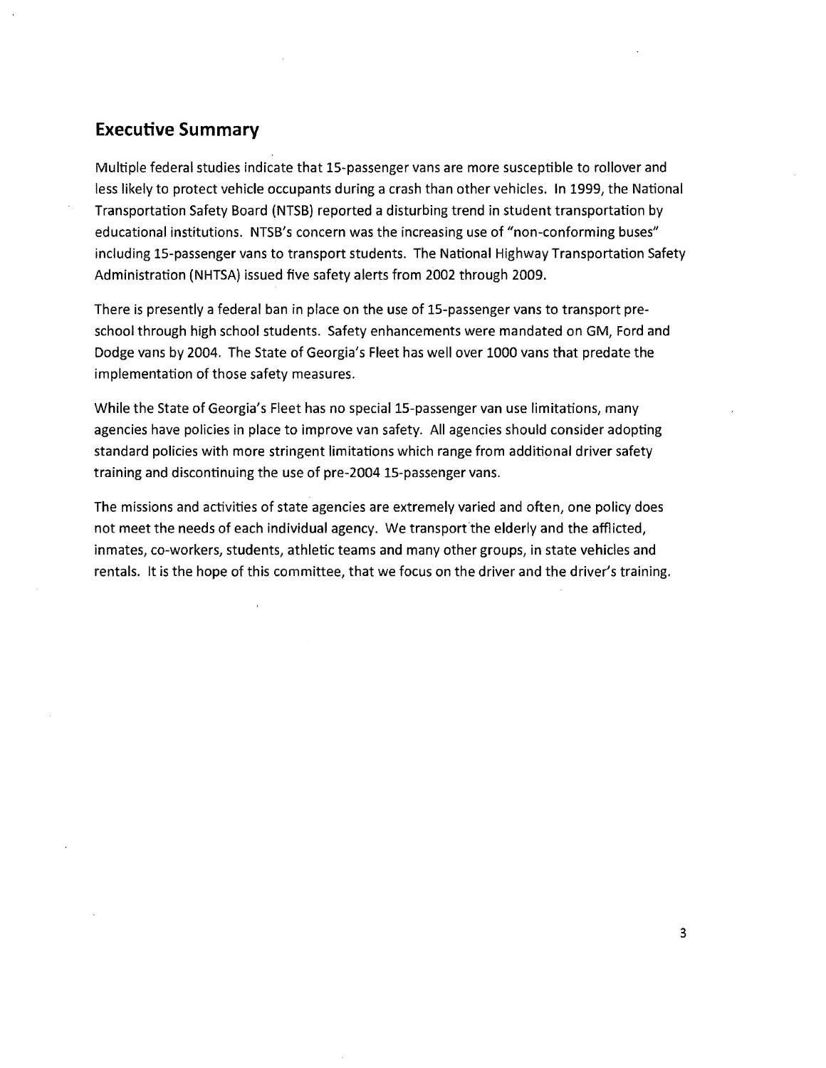## Executive Summary

Multiple federal studies indicate that 15-passenger vans are more susceptible to rollover and less likely to protect vehicle occupants during a crash than other vehicles. In 1999, the National Transportation Safety Board (NTSB) reported a disturbing trend in student transportation by educational institutions. NTSB's concern was the increasing use of "non-conforming buses" including 15-passenger vans to transport students. The National Highway Transportation Safety Administration (NHTSA) issued five safety alerts from 2002 through 2009.

There is presently a federal ban in place on the use of 15-passenger vans to transport pre-school through high school students. Safety enhancements were mandated on GM, Ford and Dodge vans by 2004. The State of Georgia's Fleet has well over 1000 vans that predate the implementation of those safety measures.

While the State of Georgia's Fleet has no special 15-passenger van use limitations, many agencies have policies in place to improve van safety. All agencies should consider adopting standard policies with more stringent limitations which range from additional driver safety training and discontinuing the use of pre-2004 15-passenger vans.

The missions and activities of state agencies are extremely varied and often, one policy does not meet the needs of each individual agency. We transport the elderly and the afflicted, inmates, co-workers, students, athletic teams and many other groups, in state vehicles and rentals. It is the hope of this committee, that we focus on the driver and the driver's training.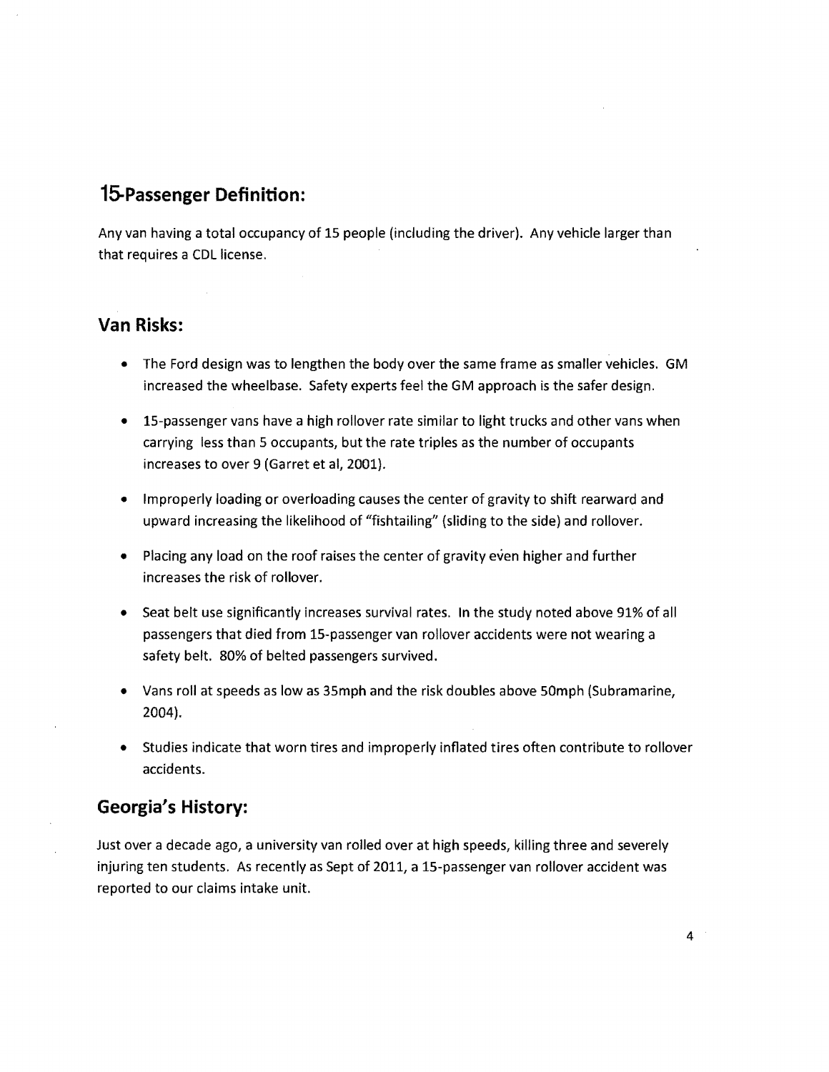## 15-Passenger Definition:

Any van having a total occupancy of 15 people (including the driver). Any vehicle larger than that requires a CDL license.

## Van Risks:

- The Ford design was to lengthen the body over the same frame as smaller vehicles. GM increased the wheelbase. Safety experts feel the GM approach is the safer design.
- 15-passenger vans have a high rollover rate similar to light trucks and other vans when carrying less than 5 occupants, but the rate triples as the number of occupants increases to over 9 (Garret et al, 2001).
- Improperly loading or overloading causes the center of gravity to shift rearward and upward increasing the likelihood of "fishtailing" (sliding to the side) and rollover.
- Placing any load on the roof raises the center of gravity even higher and further increases the risk of rollover.
- Seat belt use significantly increases survival rates. In the study noted above 91% of all passengers that died from 15-passenger van rollover accidents were not wearing a safety belt. 80% of belted passengers survived.
- Vans roll at speeds as low as 35mph and the risk doubles above 50mph (Subramarine, 2004).
- Studies indicate that worn tires and improperly inflated tires often contribute to rollover accidents.

## Georgia's History:

Just over a decade ago, a university van rolled over at high speeds, killing three and severely injuring ten students. As recently as Sept of 2011, a 15-passenger van rollover accident was reported to our claims intake unit.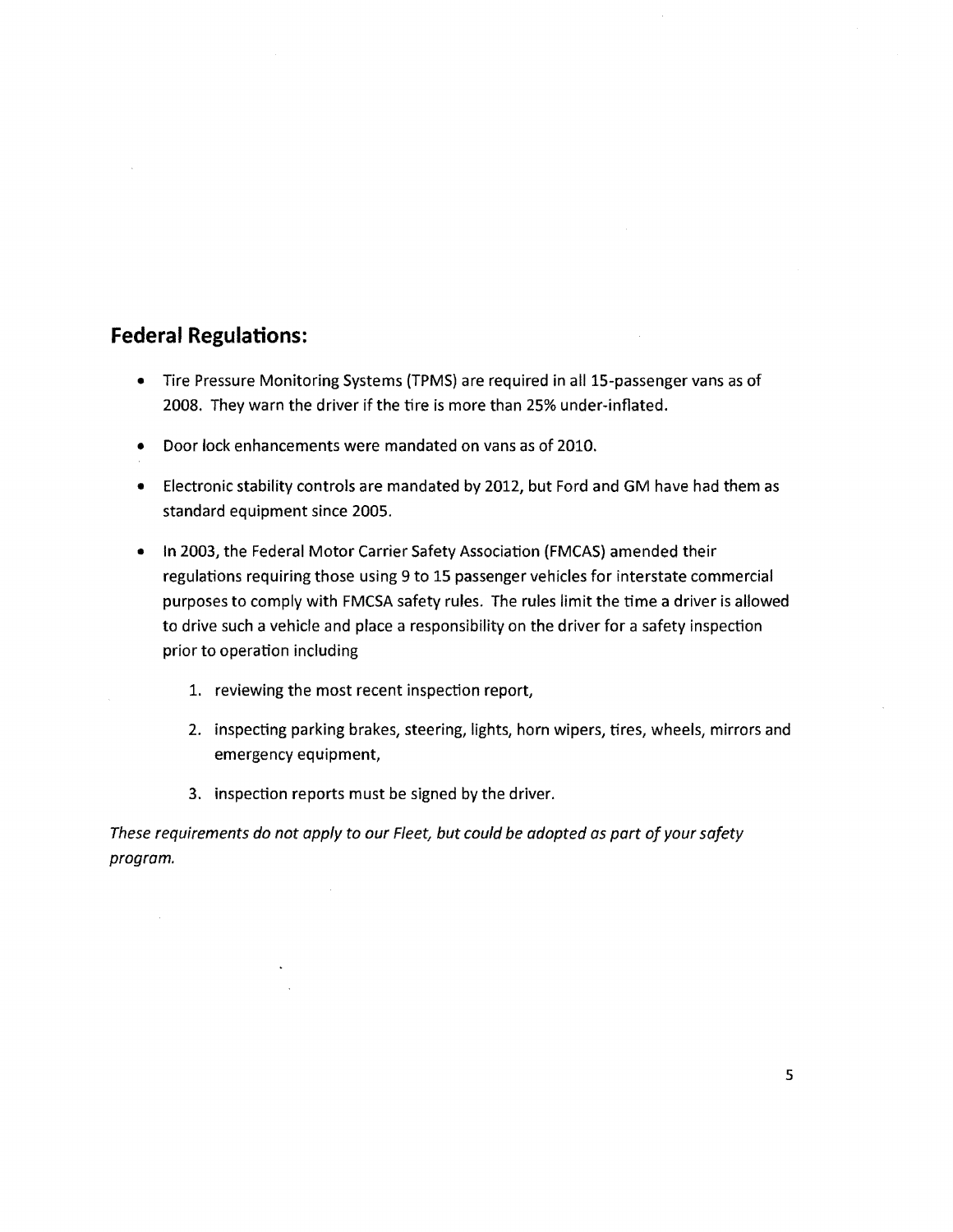## Federal Regulations:

- Tire Pressure Monitoring Systems (TPMS) are required in all 15-passenger vans as of 2008. They warn the driver if the tire is more than 25% under-inflated.
- Door lock enhancements were mandated on vans as of 2010.
- Electronic stability controls are mandated by 2012, but Ford and GM have had them as standard equipment since 2005.
- In 2003, the Federal Motor Carrier Safety Association (FMCAS) amended their regulations requiring those using 9 to 15 passenger vehicles for interstate commercial purposes to comply with FMCSA safety rules. The rules limit the time a driver is allowed to drive such a vehicle and place a responsibility on the driver for a safety inspection prior to operation including

    1. reviewing the most recent inspection report,
    2. inspecting parking brakes, steering, lights, horn wipers, tires, wheels, mirrors and emergency equipment,
    3. inspection reports must be signed by the driver.

*These requirements do not apply to our Fleet, but could be adopted as part of your safety program.*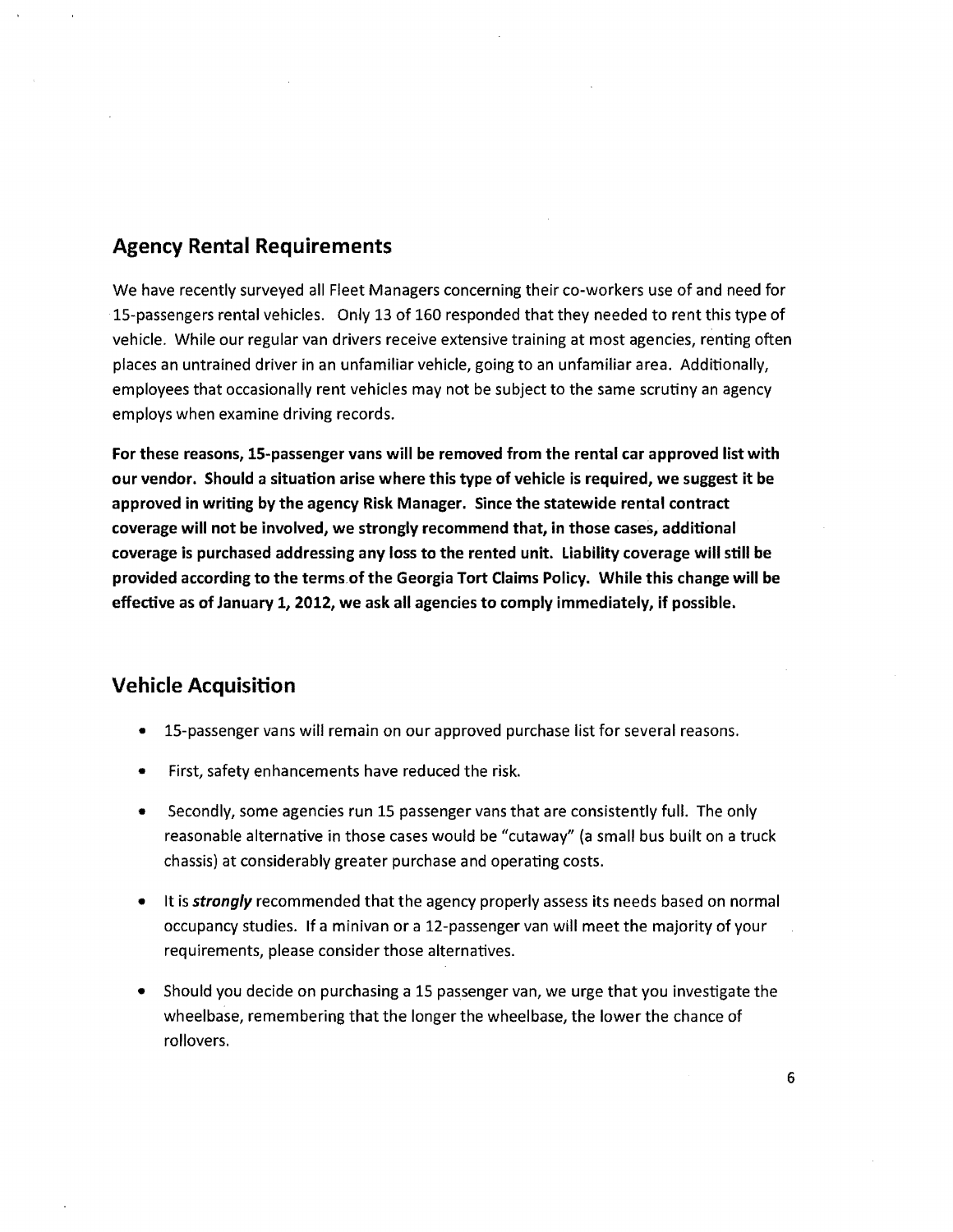## Agency Rental Requirements

We have recently surveyed all Fleet Managers concerning their co-workers use of and need for 15-passengers rental vehicles. Only 13 of 160 responded that they needed to rent this type of vehicle. While our regular van drivers receive extensive training at most agencies, renting often places an untrained driver in an unfamiliar vehicle, going to an unfamiliar area. Additionally, employees that occasionally rent vehicles may not be subject to the same scrutiny an agency employs when examine driving records.

**For these reasons, 15-passenger vans will be removed from the rental car approved list with our vendor. Should a situation arise where this type of vehicle is required, we suggest it be approved in writing by the agency Risk Manager. Since the statewide rental contract coverage will not be involved, we strongly recommend that, in those cases, additional coverage is purchased addressing any loss to the rented unit. Liability coverage will still be provided according to the terms of the Georgia Tort Claims Policy. While this change will be effective as of January 1, 2012, we ask all agencies to comply immediately, if possible.**

## Vehicle Acquisition

- 15-passenger vans will remain on our approved purchase list for several reasons.
- First, safety enhancements have reduced the risk.
- Secondly, some agencies run 15 passenger vans that are consistently full. The only reasonable alternative in those cases would be "cutaway" (a small bus built on a truck chassis) at considerably greater purchase and operating costs.
- It is ***strongly*** recommended that the agency properly assess its needs based on normal occupancy studies. If a minivan or a 12-passenger van will meet the majority of your requirements, please consider those alternatives.
- Should you decide on purchasing a 15 passenger van, we urge that you investigate the wheelbase, remembering that the longer the wheelbase, the lower the chance of rollovers.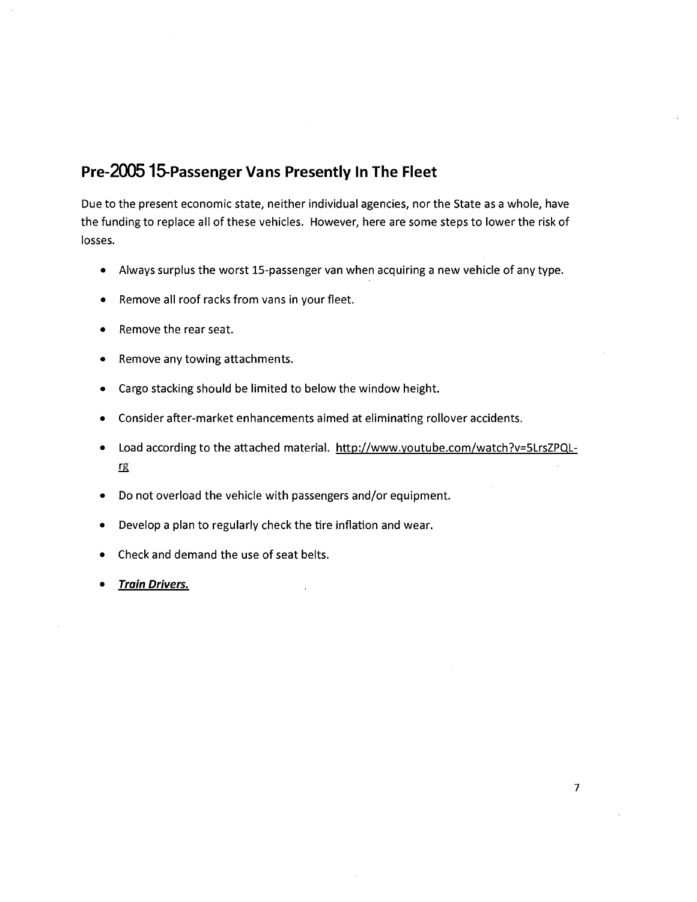## Pre-2005 15-Passenger Vans Presently In The Fleet

Due to the present economic state, neither individual agencies, nor the State as a whole, have the funding to replace all of these vehicles. However, here are some steps to lower the risk of losses.

- Always surplus the worst 15-passenger van when acquiring a new vehicle of any type.
- Remove all roof racks from vans in your fleet.
- Remove the rear seat.
- Remove any towing attachments.
- Cargo stacking should be limited to below the window height.
- Consider after-market enhancements aimed at eliminating rollover accidents.
- Load according to the attached material. http://www.youtube.com/watch?v=5LrsZPQL-rg
- Do not overload the vehicle with passengers and/or equipment.
- Develop a plan to regularly check the tire inflation and wear.
- Check and demand the use of seat belts.
- ***Train Drivers.***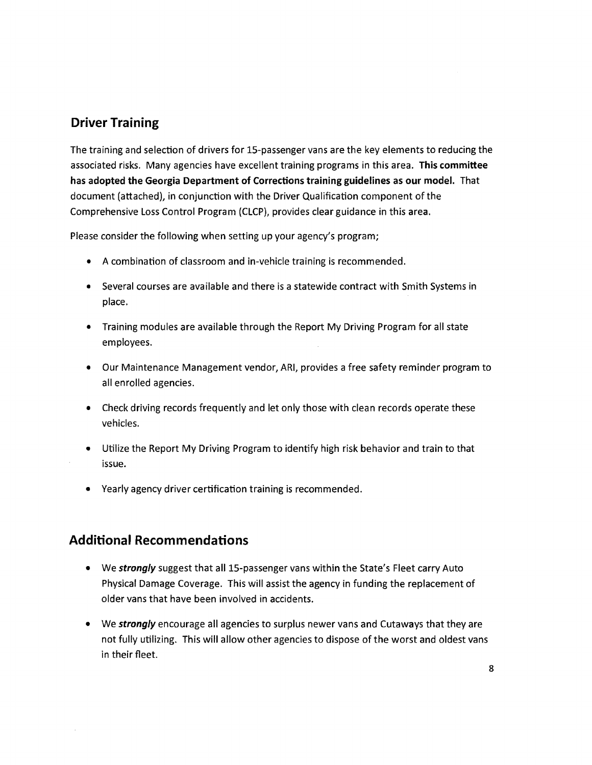## Driver Training

The training and selection of drivers for 15-passenger vans are the key elements to reducing the associated risks. Many agencies have excellent training programs in this area. **This committee has adopted the Georgia Department of Corrections training guidelines as our model.** That document (attached), in conjunction with the Driver Qualification component of the Comprehensive Loss Control Program (CLCP), provides clear guidance in this area.

Please consider the following when setting up your agency's program;

- A combination of classroom and in-vehicle training is recommended.
- Several courses are available and there is a statewide contract with Smith Systems in place.
- Training modules are available through the Report My Driving Program for all state employees.
- Our Maintenance Management vendor, ARI, provides a free safety reminder program to all enrolled agencies.
- Check driving records frequently and let only those with clean records operate these vehicles.
- Utilize the Report My Driving Program to identify high risk behavior and train to that issue.
- Yearly agency driver certification training is recommended.

## Additional Recommendations

- We ***strongly*** suggest that all 15-passenger vans within the State's Fleet carry Auto Physical Damage Coverage. This will assist the agency in funding the replacement of older vans that have been involved in accidents.
- We ***strongly*** encourage all agencies to surplus newer vans and Cutaways that they are not fully utilizing. This will allow other agencies to dispose of the worst and oldest vans in their fleet.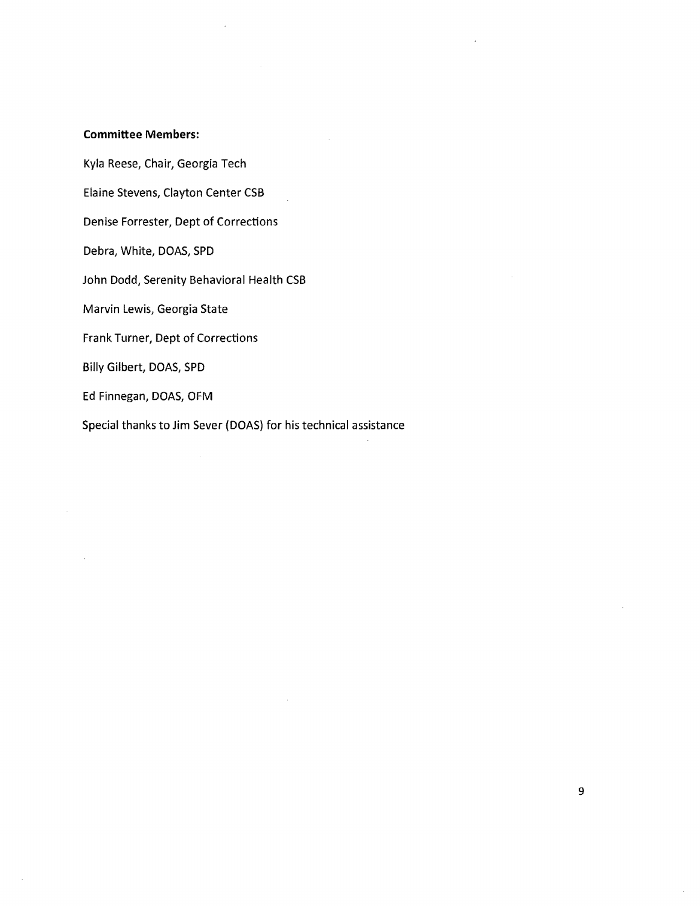**Committee Members:**

Kyla Reese, Chair, Georgia Tech

Elaine Stevens, Clayton Center CSB

Denise Forrester, Dept of Corrections

Debra, White, DOAS, SPD

John Dodd, Serenity Behavioral Health CSB

Marvin Lewis, Georgia State

Frank Turner, Dept of Corrections

Billy Gilbert, DOAS, SPD

Ed Finnegan, DOAS, OFM

Special thanks to Jim Sever (DOAS) for his technical assistance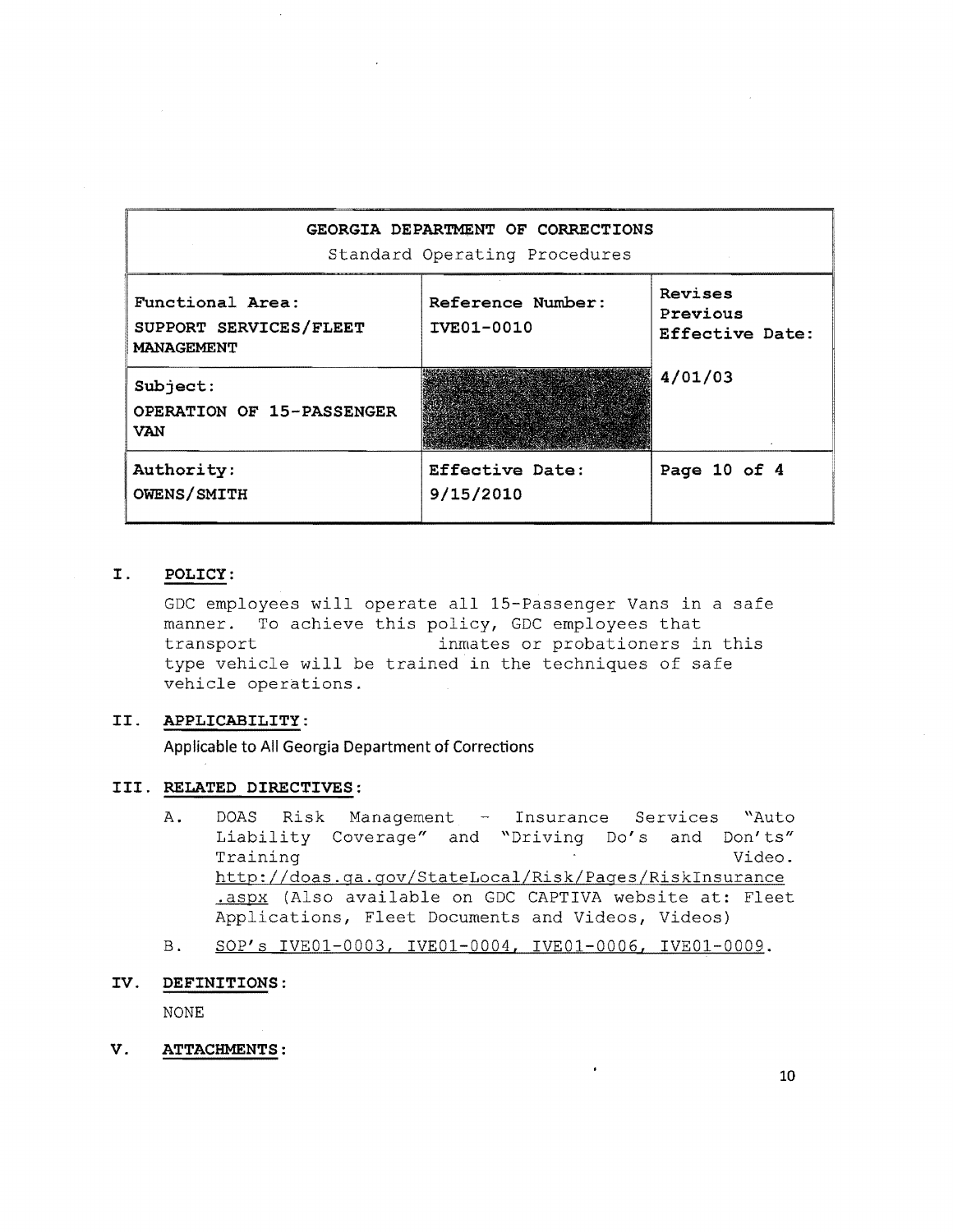| GEORGIA DEPARTMENT OF CORRECTIONS<br>Standard Operating Procedures | | |
|---|---|---|
| **Functional Area:**<br>**SUPPORT SERVICES/FLEET MANAGEMENT** | **Reference Number:**<br>**IVE01-0010** | **Revises Previous Effective Date:** |
| **Subject:**<br>**OPERATION OF 15-PASSENGER VAN** | | **4/01/03** |
| **Authority:**<br>**OWENS/SMITH** | **Effective Date:**<br>**9/15/2010** | **Page 10 of 4** |

## I. POLICY:

GDC employees will operate all 15-Passenger Vans in a safe manner. To achieve this policy, GDC employees that transport inmates or probationers in this type vehicle will be trained in the techniques of safe vehicle operations.

## II. APPLICABILITY:

Applicable to All Georgia Department of Corrections

## III. RELATED DIRECTIVES:

A. DOAS Risk Management - Insurance Services "Auto Liability Coverage" and "Driving Do's and Don'ts" Training Video. http://doas.ga.gov/StateLocal/Risk/Pages/RiskInsurance.aspx (Also available on GDC CAPTIVA website at: Fleet Applications, Fleet Documents and Videos, Videos)

B. SOP's IVE01-0003, IVE01-0004, IVE01-0006, IVE01-0009.

## IV. DEFINITIONS:

NONE

## V. ATTACHMENTS: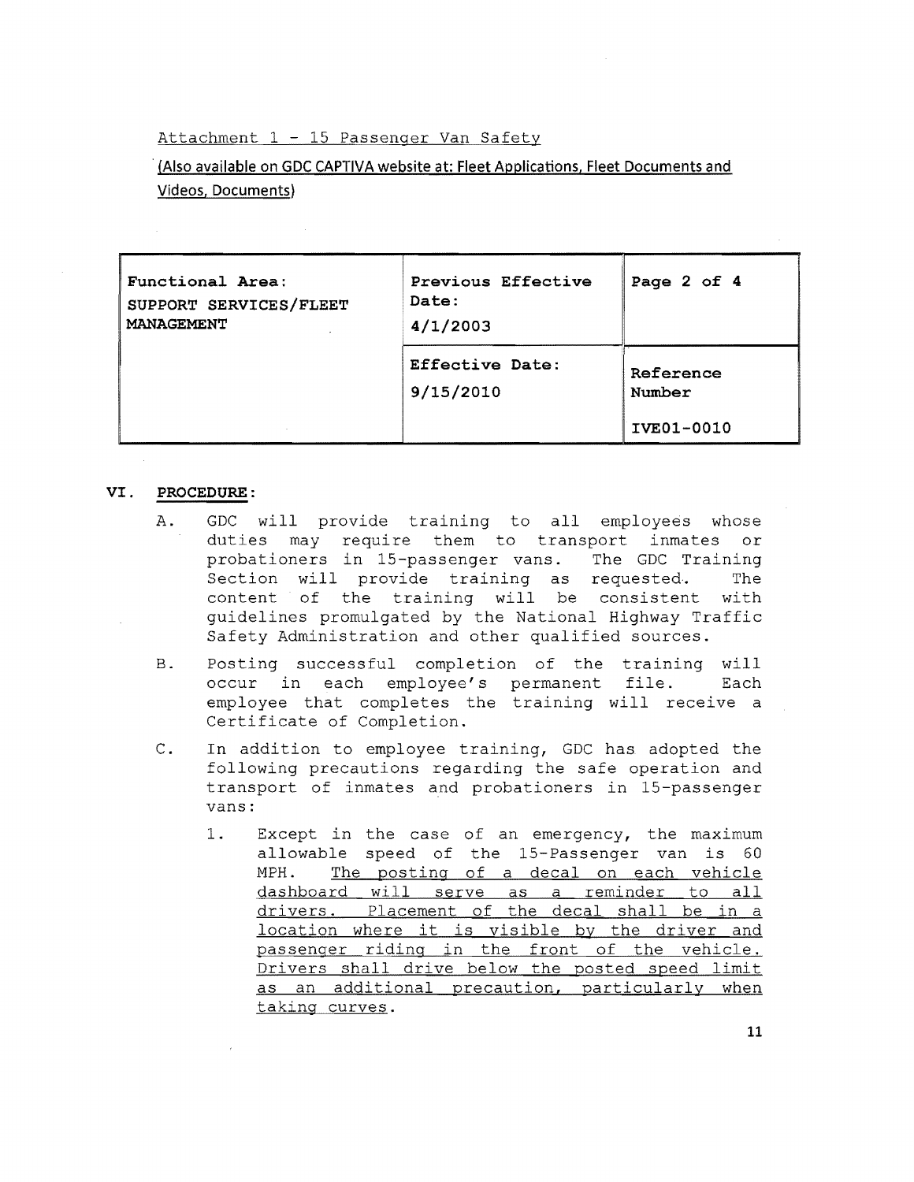Attachment 1 - 15 Passenger Van Safety

(Also available on GDC CAPTIVA website at: Fleet Applications, Fleet Documents and Videos, Documents)

| **Functional Area:** SUPPORT SERVICES/FLEET MANAGEMENT | **Previous Effective Date:** 4/1/2003 | **Page 2 of 4** |
|---|---|---|
| | **Effective Date:** 9/15/2010 | **Reference Number** IVE01-0010 |

## VI. PROCEDURE:

A. GDC will provide training to all employees whose duties may require them to transport inmates or probationers in 15-passenger vans. The GDC Training Section will provide training as requested. The content of the training will be consistent with guidelines promulgated by the National Highway Traffic Safety Administration and other qualified sources.

B. Posting successful completion of the training will occur in each employee's permanent file. Each employee that completes the training will receive a Certificate of Completion.

C. In addition to employee training, GDC has adopted the following precautions regarding the safe operation and transport of inmates and probationers in 15-passenger vans:

1. Except in the case of an emergency, the maximum allowable speed of the 15-Passenger van is 60 MPH. The posting of a decal on each vehicle dashboard will serve as a reminder to all drivers. Placement of the decal shall be in a location where it is visible by the driver and passenger riding in the front of the vehicle. Drivers shall drive below the posted speed limit as an additional precaution, particularly when taking curves.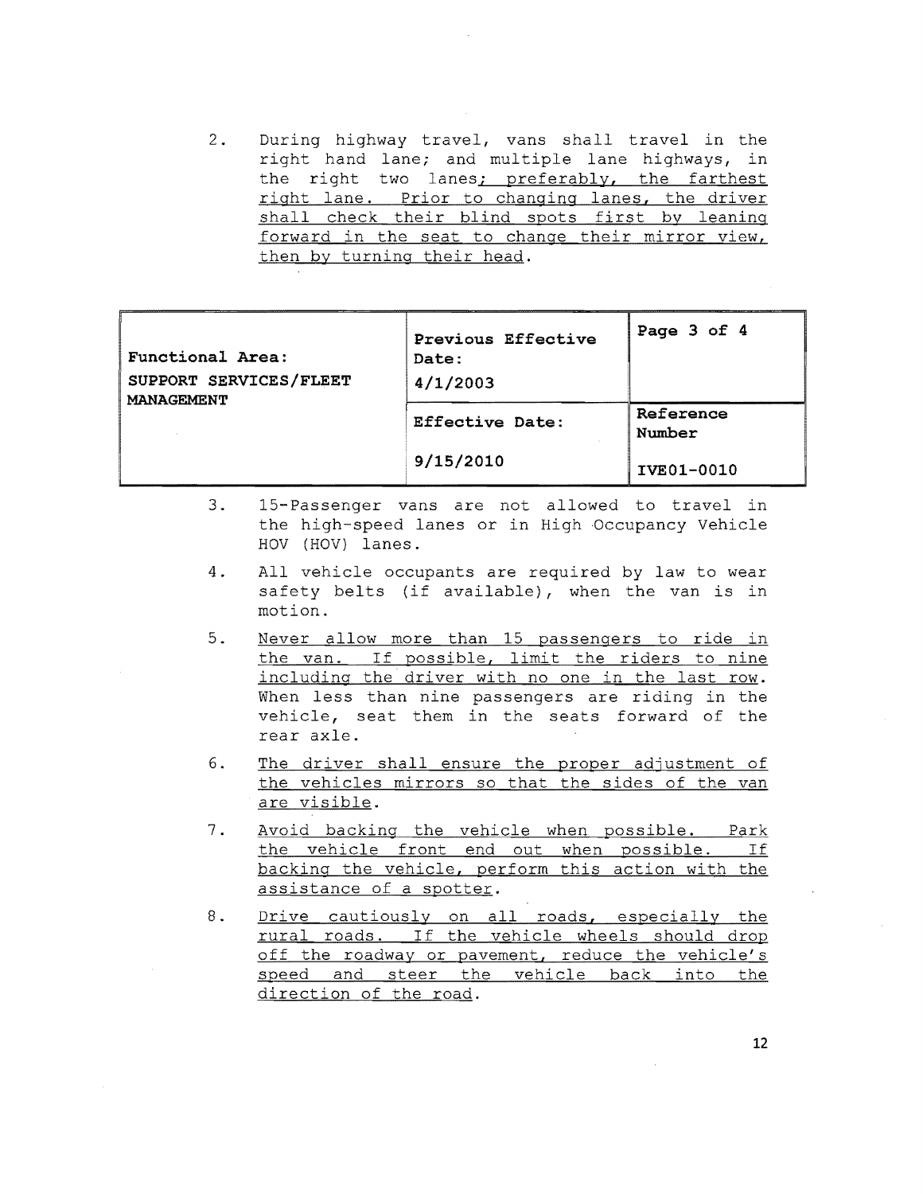2. During highway travel, vans shall travel in the right hand lane; and multiple lane highways, in the right two lanes; preferably, the farthest right lane. Prior to changing lanes, the driver shall check their blind spots first by leaning forward in the seat to change their mirror view, then by turning their head.

3. 15-Passenger vans are not allowed to travel in the high-speed lanes or in High Occupancy Vehicle HOV (HOV) lanes.

4. All vehicle occupants are required by law to wear safety belts (if available), when the van is in motion.

5. Never allow more than 15 passengers to ride in the van. If possible, limit the riders to nine including the driver with no one in the last row. When less than nine passengers are riding in the vehicle, seat them in the seats forward of the rear axle.

6. The driver shall ensure the proper adjustment of the vehicles mirrors so that the sides of the van are visible.

7. Avoid backing the vehicle when possible. Park the vehicle front end out when possible. If backing the vehicle, perform this action with the assistance of a spotter.

8. Drive cautiously on all roads, especially the rural roads. If the vehicle wheels should drop off the roadway or pavement, reduce the vehicle's speed and steer the vehicle back into the direction of the road.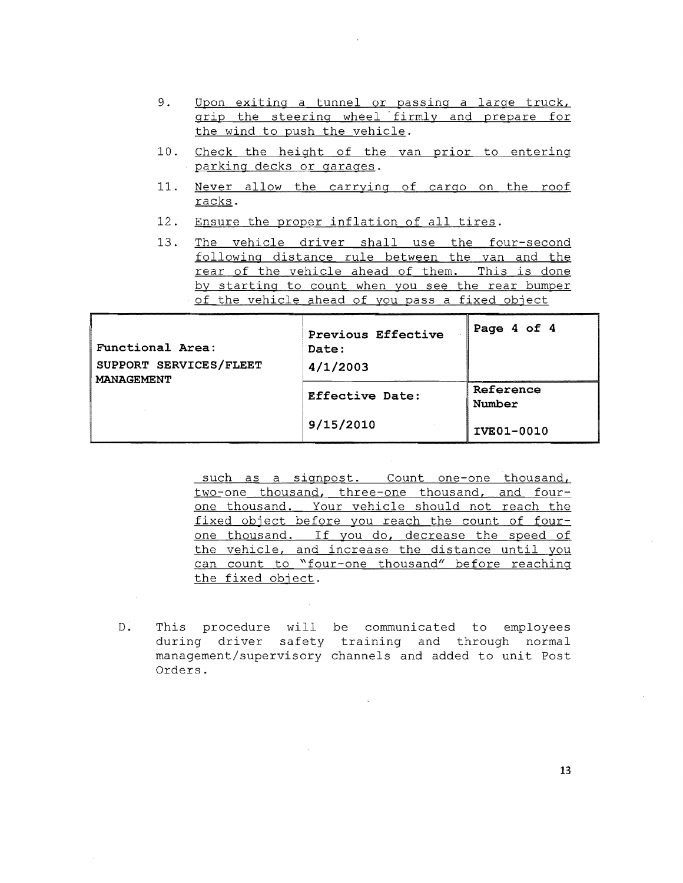9. Upon exiting a tunnel or passing a large truck, grip the steering wheel firmly and prepare for the wind to push the vehicle.

10. Check the height of the van prior to entering parking decks or garages.

11. Never allow the carrying of cargo on the roof racks.

12. Ensure the proper inflation of all tires.

13. The vehicle driver shall use the four-second following distance rule between the van and the rear of the vehicle ahead of them. This is done by starting to count when you see the rear bumper of the vehicle ahead of you pass a fixed object such as a signpost. Count one-one thousand, two-one thousand, three-one thousand, and four-one thousand. Your vehicle should not reach the fixed object before you reach the count of four-one thousand. If you do, decrease the speed of the vehicle, and increase the distance until you can count to "four-one thousand" before reaching the fixed object.

D. This procedure will be communicated to employees during driver safety training and through normal management/supervisory channels and added to unit Post Orders.